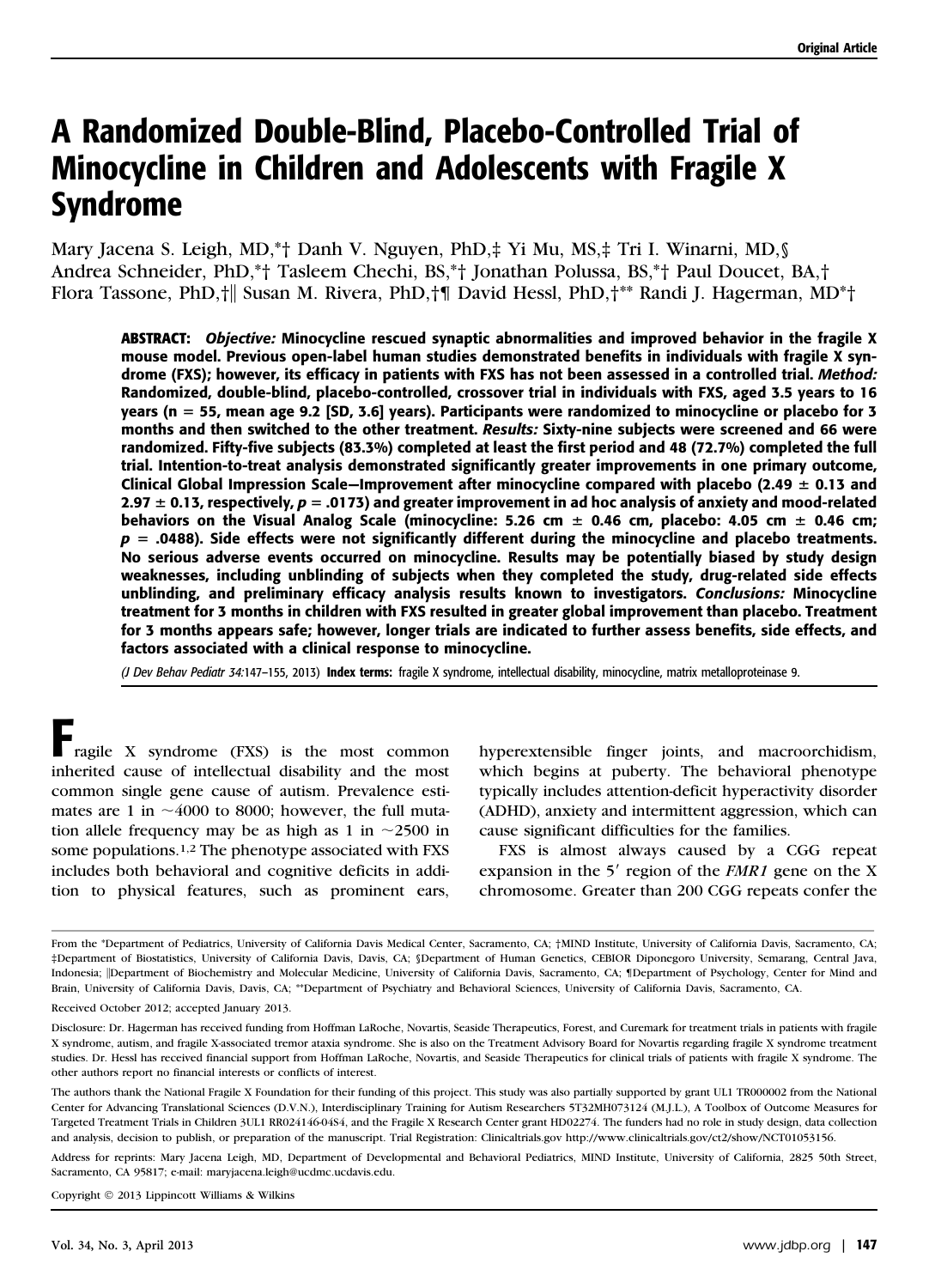# A Randomized Double-Blind, Placebo-Controlled Trial of Minocycline in Children and Adolescents with Fragile X Syndrome

Mary Jacena S. Leigh, MD,*† Danh V. Nguyen, PhD,‡ Yi Mu, MS,‡ Tri I. Winarni, MD,§ Andrea Schneider, PhD,*† Tasleem Chechi, BS,*† Jonathan Polussa, BS,*† Paul Doucet, BA,† Flora Tassone, PhD,†‖ Susan M. Rivera, PhD,†¶ David Hessl, PhD,†** Randi J. Hagerman, MD*†

**ABSTRACT:** ***Objective:*** **Minocycline rescued synaptic abnormalities and improved behavior in the fragile X mouse model. Previous open-label human studies demonstrated benefits in individuals with fragile X syndrome (FXS); however, its efficacy in patients with FXS has not been assessed in a controlled trial.** ***Method:*** **Randomized, double-blind, placebo-controlled, crossover trial in individuals with FXS, aged 3.5 years to 16 years (n = 55, mean age 9.2 [SD, 3.6] years). Participants were randomized to minocycline or placebo for 3 months and then switched to the other treatment.** ***Results:*** **Sixty-nine subjects were screened and 66 were randomized. Fifty-five subjects (83.3%) completed at least the first period and 48 (72.7%) completed the full trial. Intention-to-treat analysis demonstrated significantly greater improvements in one primary outcome, Clinical Global Impression Scale—Improvement after minocycline compared with placebo (2.49 ± 0.13 and 2.97 ± 0.13, respectively, $p$ = .0173) and greater improvement in ad hoc analysis of anxiety and mood-related behaviors on the Visual Analog Scale (minocycline: 5.26 cm ± 0.46 cm, placebo: 4.05 cm ± 0.46 cm; $p$ = .0488). Side effects were not significantly different during the minocycline and placebo treatments. No serious adverse events occurred on minocycline. Results may be potentially biased by study design weaknesses, including unblinding of subjects when they completed the study, drug-related side effects unblinding, and preliminary efficacy analysis results known to investigators.** ***Conclusions:*** **Minocycline treatment for 3 months in children with FXS resulted in greater global improvement than placebo. Treatment for 3 months appears safe; however, longer trials are indicated to further assess benefits, side effects, and factors associated with a clinical response to minocycline.**

(*J Dev Behav Pediatr 34:*147–155, 2013) **Index terms:** fragile X syndrome, intellectual disability, minocycline, matrix metalloproteinase 9.

Fragile X syndrome (FXS) is the most common inherited cause of intellectual disability and the most common single gene cause of autism. Prevalence estimates are 1 in ~4000 to 8000; however, the full mutation allele frequency may be as high as 1 in ~2500 in some populations.[1,2] The phenotype associated with FXS includes both behavioral and cognitive deficits in addition to physical features, such as prominent ears, hyperextensible finger joints, and macroorchidism, which begins at puberty. The behavioral phenotype typically includes attention-deficit hyperactivity disorder (ADHD), anxiety and intermittent aggression, which can cause significant difficulties for the families.

FXS is almost always caused by a CGG repeat expansion in the 5′ region of the *FMR1* gene on the X chromosome. Greater than 200 CGG repeats confer the

---

From the *Department of Pediatrics, University of California Davis Medical Center, Sacramento, CA; †MIND Institute, University of California Davis, Sacramento, CA; ‡Department of Biostatistics, University of California Davis, Davis, CA; §Department of Human Genetics, CEBIOR Diponegoro University, Semarang, Central Java, Indonesia; ‖Department of Biochemistry and Molecular Medicine, University of California Davis, Sacramento, CA; ¶Department of Psychology, Center for Mind and Brain, University of California Davis, Davis, CA; **Department of Psychiatry and Behavioral Sciences, University of California Davis, Sacramento, CA.

Received October 2012; accepted January 2013.

Disclosure: Dr. Hagerman has received funding from Hoffman LaRoche, Novartis, Seaside Therapeutics, Forest, and Curemark for treatment trials in patients with fragile X syndrome, autism, and fragile X-associated tremor ataxia syndrome. She is also on the Treatment Advisory Board for Novartis regarding fragile X syndrome treatment studies. Dr. Hessl has received financial support from Hoffman LaRoche, Novartis, and Seaside Therapeutics for clinical trials of patients with fragile X syndrome. The other authors report no financial interests or conflicts of interest.

The authors thank the National Fragile X Foundation for their funding of this project. This study was also partially supported by grant UL1 TR000002 from the National Center for Advancing Translational Sciences (D.V.N.), Interdisciplinary Training for Autism Researchers 5T32MH073124 (M.J.L.), A Toolbox of Outcome Measures for Targeted Treatment Trials in Children 3UL1 RR024146-04S4, and the Fragile X Research Center grant HD02274. The funders had no role in study design, data collection and analysis, decision to publish, or preparation of the manuscript. Trial Registration: Clinicaltrials.gov http://www.clinicaltrials.gov/ct2/show/NCT01053156.

Address for reprints: Mary Jacena Leigh, MD, Department of Developmental and Behavioral Pediatrics, MIND Institute, University of California, 2825 50th Street, Sacramento, CA 95817; e-mail: maryjacena.leigh@ucdmc.ucdavis.edu.

Copyright © 2013 Lippincott Williams & Wilkins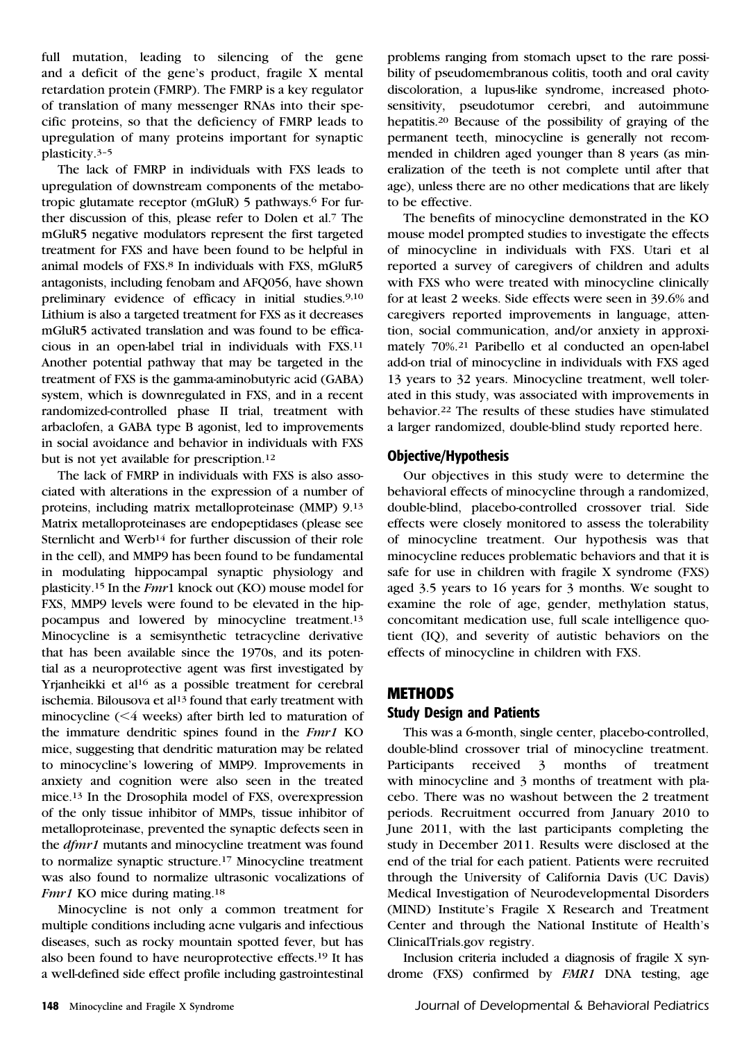full mutation, leading to silencing of the gene and a deficit of the gene's product, fragile X mental retardation protein (FMRP). The FMRP is a key regulator of translation of many messenger RNAs into their specific proteins, so that the deficiency of FMRP leads to upregulation of many proteins important for synaptic plasticity.[3–5]

The lack of FMRP in individuals with FXS leads to upregulation of downstream components of the metabotropic glutamate receptor (mGluR) 5 pathways.[6] For further discussion of this, please refer to Dolen et al.[7] The mGluR5 negative modulators represent the first targeted treatment for FXS and have been found to be helpful in animal models of FXS.[8] In individuals with FXS, mGluR5 antagonists, including fenobam and AFQ056, have shown preliminary evidence of efficacy in initial studies.[9,10] Lithium is also a targeted treatment for FXS as it decreases mGluR5 activated translation and was found to be efficacious in an open-label trial in individuals with FXS.[11] Another potential pathway that may be targeted in the treatment of FXS is the gamma-aminobutyric acid (GABA) system, which is downregulated in FXS, and in a recent randomized-controlled phase II trial, treatment with arbaclofen, a GABA type B agonist, led to improvements in social avoidance and behavior in individuals with FXS but is not yet available for prescription.[12]

The lack of FMRP in individuals with FXS is also associated with alterations in the expression of a number of proteins, including matrix metalloproteinase (MMP) 9.[13] Matrix metalloproteinases are endopeptidases (please see Sternlicht and Werb[14] for further discussion of their role in the cell), and MMP9 has been found to be fundamental in modulating hippocampal synaptic physiology and plasticity.[15] In the *Fmr*1 knock out (KO) mouse model for FXS, MMP9 levels were found to be elevated in the hippocampus and lowered by minocycline treatment.[13] Minocycline is a semisynthetic tetracycline derivative that has been available since the 1970s, and its potential as a neuroprotective agent was first investigated by Yrjanheikki et al[16] as a possible treatment for cerebral ischemia. Bilousova et al[13] found that early treatment with minocycline (<4 weeks) after birth led to maturation of the immature dendritic spines found in the *Fmr1* KO mice, suggesting that dendritic maturation may be related to minocycline's lowering of MMP9. Improvements in anxiety and cognition were also seen in the treated mice.[13] In the Drosophila model of FXS, overexpression of the only tissue inhibitor of MMPs, tissue inhibitor of metalloproteinase, prevented the synaptic defects seen in the *dfmr1* mutants and minocycline treatment was found to normalize synaptic structure.[17] Minocycline treatment was also found to normalize ultrasonic vocalizations of *Fmr1* KO mice during mating.[18]

Minocycline is not only a common treatment for multiple conditions including acne vulgaris and infectious diseases, such as rocky mountain spotted fever, but has also been found to have neuroprotective effects.[19] It has a well-defined side effect profile including gastrointestinal problems ranging from stomach upset to the rare possibility of pseudomembranous colitis, tooth and oral cavity discoloration, a lupus-like syndrome, increased photosensitivity, pseudotumor cerebri, and autoimmune hepatitis.[20] Because of the possibility of graying of the permanent teeth, minocycline is generally not recommended in children aged younger than 8 years (as mineralization of the teeth is not complete until after that age), unless there are no other medications that are likely to be effective.

The benefits of minocycline demonstrated in the KO mouse model prompted studies to investigate the effects of minocycline in individuals with FXS. Utari et al reported a survey of caregivers of children and adults with FXS who were treated with minocycline clinically for at least 2 weeks. Side effects were seen in 39.6% and caregivers reported improvements in language, attention, social communication, and/or anxiety in approximately 70%.[21] Paribello et al conducted an open-label add-on trial of minocycline in individuals with FXS aged 13 years to 32 years. Minocycline treatment, well tolerated in this study, was associated with improvements in behavior.[22] The results of these studies have stimulated a larger randomized, double-blind study reported here.

### Objective/Hypothesis

Our objectives in this study were to determine the behavioral effects of minocycline through a randomized, double-blind, placebo-controlled crossover trial. Side effects were closely monitored to assess the tolerability of minocycline treatment. Our hypothesis was that minocycline reduces problematic behaviors and that it is safe for use in children with fragile X syndrome (FXS) aged 3.5 years to 16 years for 3 months. We sought to examine the role of age, gender, methylation status, concomitant medication use, full scale intelligence quotient (IQ), and severity of autistic behaviors on the effects of minocycline in children with FXS.

## METHODS

### Study Design and Patients

This was a 6-month, single center, placebo-controlled, double-blind crossover trial of minocycline treatment. Participants received 3 months of treatment with minocycline and 3 months of treatment with placebo. There was no washout between the 2 treatment periods. Recruitment occurred from January 2010 to June 2011, with the last participants completing the study in December 2011. Results were disclosed at the end of the trial for each patient. Patients were recruited through the University of California Davis (UC Davis) Medical Investigation of Neurodevelopmental Disorders (MIND) Institute's Fragile X Research and Treatment Center and through the National Institute of Health's ClinicalTrials.gov registry.

Inclusion criteria included a diagnosis of fragile X syndrome (FXS) confirmed by *FMR1* DNA testing, age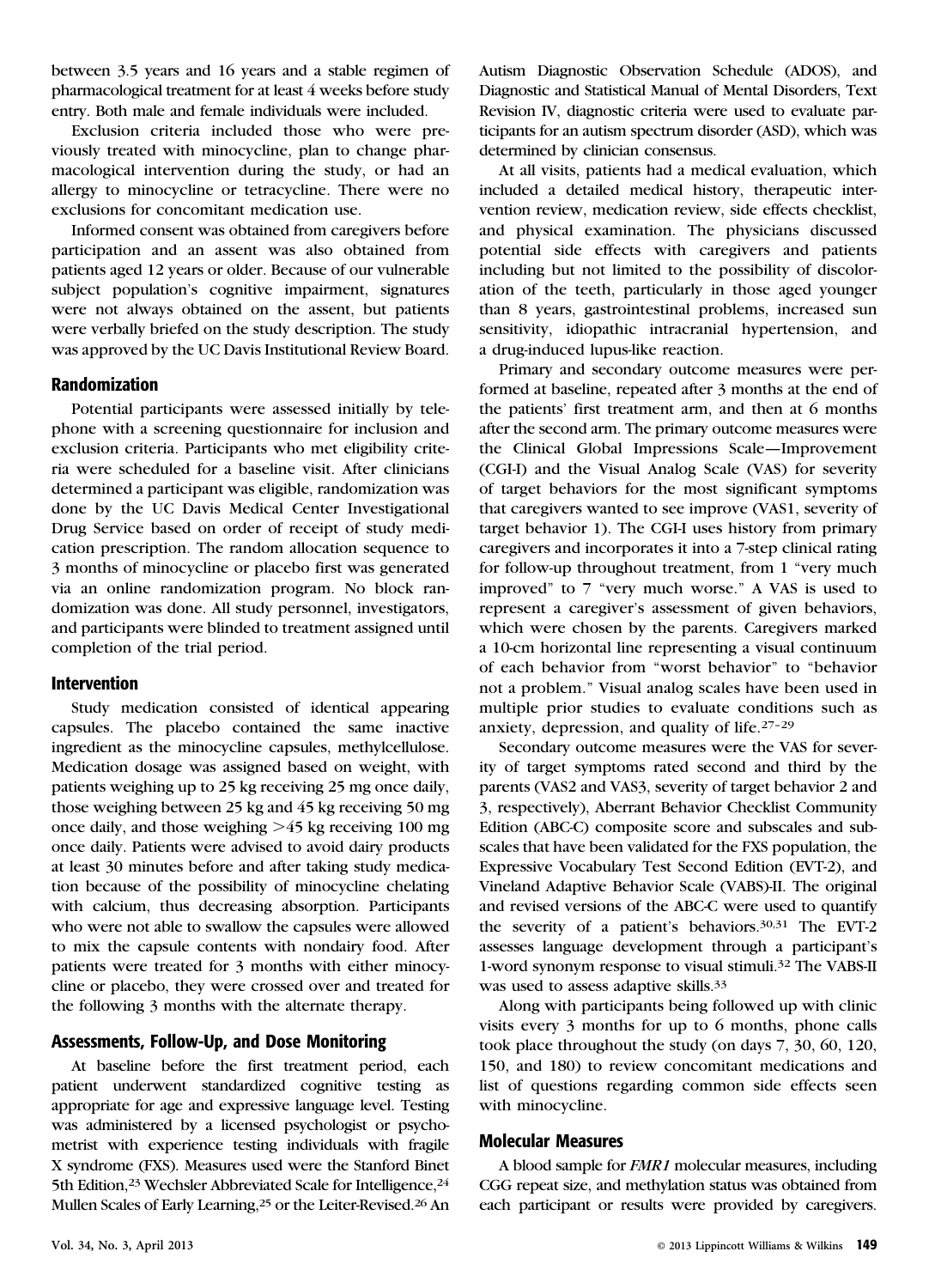between 3.5 years and 16 years and a stable regimen of pharmacological treatment for at least 4 weeks before study entry. Both male and female individuals were included.

Exclusion criteria included those who were previously treated with minocycline, plan to change pharmacological intervention during the study, or had an allergy to minocycline or tetracycline. There were no exclusions for concomitant medication use.

Informed consent was obtained from caregivers before participation and an assent was also obtained from patients aged 12 years or older. Because of our vulnerable subject population's cognitive impairment, signatures were not always obtained on the assent, but patients were verbally briefed on the study description. The study was approved by the UC Davis Institutional Review Board.

## Randomization

Potential participants were assessed initially by telephone with a screening questionnaire for inclusion and exclusion criteria. Participants who met eligibility criteria were scheduled for a baseline visit. After clinicians determined a participant was eligible, randomization was done by the UC Davis Medical Center Investigational Drug Service based on order of receipt of study medication prescription. The random allocation sequence to 3 months of minocycline or placebo first was generated via an online randomization program. No block randomization was done. All study personnel, investigators, and participants were blinded to treatment assigned until completion of the trial period.

## Intervention

Study medication consisted of identical appearing capsules. The placebo contained the same inactive ingredient as the minocycline capsules, methylcellulose. Medication dosage was assigned based on weight, with patients weighing up to 25 kg receiving 25 mg once daily, those weighing between 25 kg and 45 kg receiving 50 mg once daily, and those weighing >45 kg receiving 100 mg once daily. Patients were advised to avoid dairy products at least 30 minutes before and after taking study medication because of the possibility of minocycline chelating with calcium, thus decreasing absorption. Participants who were not able to swallow the capsules were allowed to mix the capsule contents with nondairy food. After patients were treated for 3 months with either minocycline or placebo, they were crossed over and treated for the following 3 months with the alternate therapy.

## Assessments, Follow-Up, and Dose Monitoring

At baseline before the first treatment period, each patient underwent standardized cognitive testing as appropriate for age and expressive language level. Testing was administered by a licensed psychologist or psychometrist with experience testing individuals with fragile X syndrome (FXS). Measures used were the Stanford Binet 5th Edition,[23] Wechsler Abbreviated Scale for Intelligence,[24] Mullen Scales of Early Learning,[25] or the Leiter-Revised.[26] An Autism Diagnostic Observation Schedule (ADOS), and Diagnostic and Statistical Manual of Mental Disorders, Text Revision IV, diagnostic criteria were used to evaluate participants for an autism spectrum disorder (ASD), which was determined by clinician consensus.

At all visits, patients had a medical evaluation, which included a detailed medical history, therapeutic intervention review, medication review, side effects checklist, and physical examination. The physicians discussed potential side effects with caregivers and patients including but not limited to the possibility of discoloration of the teeth, particularly in those aged younger than 8 years, gastrointestinal problems, increased sun sensitivity, idiopathic intracranial hypertension, and a drug-induced lupus-like reaction.

Primary and secondary outcome measures were performed at baseline, repeated after 3 months at the end of the patients' first treatment arm, and then at 6 months after the second arm. The primary outcome measures were the Clinical Global Impressions Scale—Improvement (CGI-I) and the Visual Analog Scale (VAS) for severity of target behaviors for the most significant symptoms that caregivers wanted to see improve (VAS1, severity of target behavior 1). The CGI-I uses history from primary caregivers and incorporates it into a 7-step clinical rating for follow-up throughout treatment, from 1 "very much improved" to 7 "very much worse." A VAS is used to represent a caregiver's assessment of given behaviors, which were chosen by the parents. Caregivers marked a 10-cm horizontal line representing a visual continuum of each behavior from "worst behavior" to "behavior not a problem." Visual analog scales have been used in multiple prior studies to evaluate conditions such as anxiety, depression, and quality of life.[27–29]

Secondary outcome measures were the VAS for severity of target symptoms rated second and third by the parents (VAS2 and VAS3, severity of target behavior 2 and 3, respectively), Aberrant Behavior Checklist Community Edition (ABC-C) composite score and subscales and subscales that have been validated for the FXS population, the Expressive Vocabulary Test Second Edition (EVT-2), and Vineland Adaptive Behavior Scale (VABS)-II. The original and revised versions of the ABC-C were used to quantify the severity of a patient's behaviors.[30,31] The EVT-2 assesses language development through a participant's 1-word synonym response to visual stimuli.[32] The VABS-II was used to assess adaptive skills.[33]

Along with participants being followed up with clinic visits every 3 months for up to 6 months, phone calls took place throughout the study (on days 7, 30, 60, 120, 150, and 180) to review concomitant medications and list of questions regarding common side effects seen with minocycline.

## Molecular Measures

A blood sample for *FMR1* molecular measures, including CGG repeat size, and methylation status was obtained from each participant or results were provided by caregivers.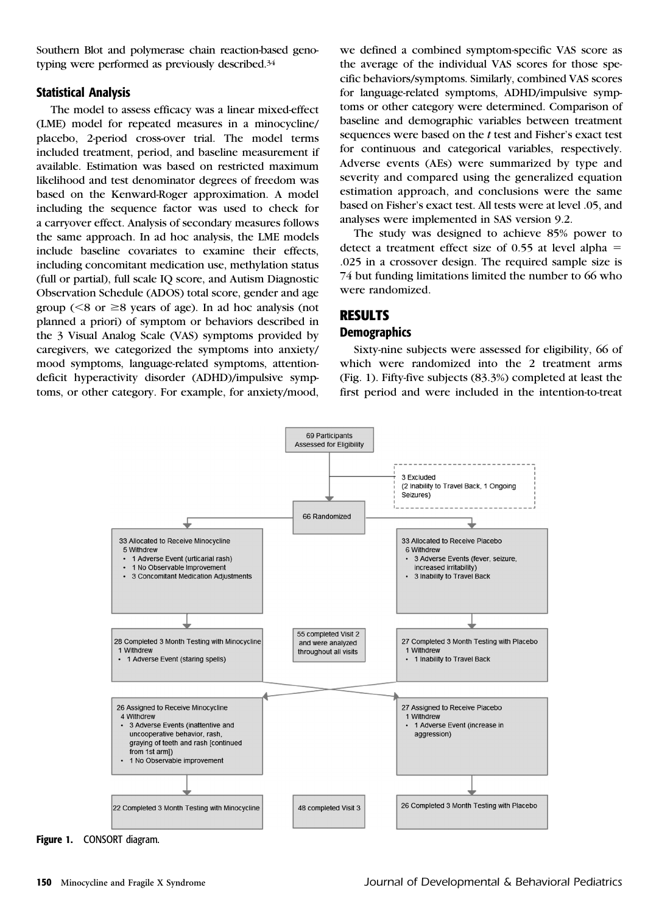Southern Blot and polymerase chain reaction-based genotyping were performed as previously described.[34]

### Statistical Analysis

The model to assess efficacy was a linear mixed-effect (LME) model for repeated measures in a minocycline/placebo, 2-period cross-over trial. The model terms included treatment, period, and baseline measurement if available. Estimation was based on restricted maximum likelihood and test denominator degrees of freedom was based on the Kenward-Roger approximation. A model including the sequence factor was used to check for a carryover effect. Analysis of secondary measures follows the same approach. In ad hoc analysis, the LME models include baseline covariates to examine their effects, including concomitant medication use, methylation status (full or partial), full scale IQ score, and Autism Diagnostic Observation Schedule (ADOS) total score, gender and age group (<8 or ≥8 years of age). In ad hoc analysis (not planned a priori) of symptom or behaviors described in the 3 Visual Analog Scale (VAS) symptoms provided by caregivers, we categorized the symptoms into anxiety/mood symptoms, language-related symptoms, attention-deficit hyperactivity disorder (ADHD)/impulsive symptoms, or other category. For example, for anxiety/mood, we defined a combined symptom-specific VAS score as the average of the individual VAS scores for those specific behaviors/symptoms. Similarly, combined VAS scores for language-related symptoms, ADHD/impulsive symptoms or other category were determined. Comparison of baseline and demographic variables between treatment sequences were based on the *t* test and Fisher's exact test for continuous and categorical variables, respectively. Adverse events (AEs) were summarized by type and severity and compared using the generalized equation estimation approach, and conclusions were the same based on Fisher's exact test. All tests were at level .05, and analyses were implemented in SAS version 9.2.

The study was designed to achieve 85% power to detect a treatment effect size of 0.55 at level alpha = .025 in a crossover design. The required sample size is 74 but funding limitations limited the number to 66 who were randomized.

## RESULTS

### Demographics

Sixty-nine subjects were assessed for eligibility, 66 of which were randomized into the 2 treatment arms (Fig. 1). Fifty-five subjects (83.3%) completed at least the first period and were included in the intention-to-treat

69 Participants Assessed for Eligibility

3 Excluded (2 Inability to Travel Back, 1 Ongoing Seizures)

66 Randomized

33 Allocated to Receive Minocycline
5 Withdrew
- 1 Adverse Event (urticarial rash)
- 1 No Observable Improvement
- 3 Concomitant Medication Adjustments

33 Allocated to Receive Placebo
6 Withdrew
- 3 Adverse Events (fever, seizure, increased irritability)
- 3 Inability to Travel Back

28 Completed 3 Month Testing with Minocycline
1 Withdrew
- 1 Adverse Event (staring spells)

55 completed Visit 2 and were analyzed throughout all visits

27 Completed 3 Month Testing with Placebo
1 Withdrew
- 1 Inability to Travel Back

26 Assigned to Receive Minocycline
4 Withdrew
- 3 Adverse Events (inattentive and uncooperative behavior, rash, graying of teeth and rash [continued from 1st arm])
- 1 No Observable improvement

27 Assigned to Receive Placebo
1 Withdrew
- 1 Adverse Event (increase in aggression)

22 Completed 3 Month Testing with Minocycline

48 completed Visit 3

26 Completed 3 Month Testing with Placebo

**Figure 1.** CONSORT diagram.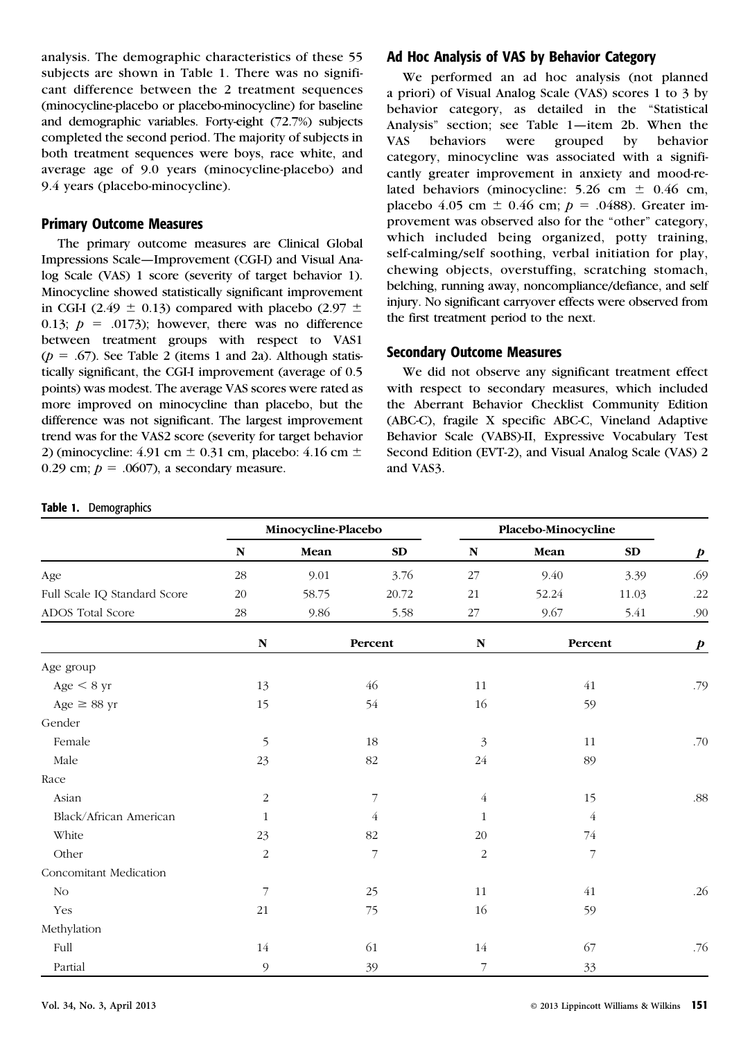analysis. The demographic characteristics of these 55 subjects are shown in Table 1. There was no significant difference between the 2 treatment sequences (minocycline-placebo or placebo-minocycline) for baseline and demographic variables. Forty-eight (72.7%) subjects completed the second period. The majority of subjects in both treatment sequences were boys, race white, and average age of 9.0 years (minocycline-placebo) and 9.4 years (placebo-minocycline).

## Primary Outcome Measures

The primary outcome measures are Clinical Global Impressions Scale—Improvement (CGI-I) and Visual Analog Scale (VAS) 1 score (severity of target behavior 1). Minocycline showed statistically significant improvement in CGI-I (2.49 ± 0.13) compared with placebo (2.97 ± 0.13; $p$ = .0173); however, there was no difference between treatment groups with respect to VAS1 ($p$ = .67). See Table 2 (items 1 and 2a). Although statistically significant, the CGI-I improvement (average of 0.5 points) was modest. The average VAS scores were rated as more improved on minocycline than placebo, but the difference was not significant. The largest improvement trend was for the VAS2 score (severity for target behavior 2) (minocycline: 4.91 cm ± 0.31 cm, placebo: 4.16 cm ± 0.29 cm; $p$ = .0607), a secondary measure.

## Ad Hoc Analysis of VAS by Behavior Category

We performed an ad hoc analysis (not planned a priori) of Visual Analog Scale (VAS) scores 1 to 3 by behavior category, as detailed in the "Statistical Analysis" section; see Table 1—item 2b. When the VAS behaviors were grouped by behavior category, minocycline was associated with a significantly greater improvement in anxiety and mood-related behaviors (minocycline: 5.26 cm ± 0.46 cm, placebo 4.05 cm ± 0.46 cm; $p$ = .0488). Greater improvement was observed also for the "other" category, which included being organized, potty training, self-calming/self soothing, verbal initiation for play, chewing objects, overstuffing, scratching stomach, belching, running away, noncompliance/defiance, and self injury. No significant carryover effects were observed from the first treatment period to the next.

## Secondary Outcome Measures

We did not observe any significant treatment effect with respect to secondary measures, which included the Aberrant Behavior Checklist Community Edition (ABC-C), fragile X specific ABC-C, Vineland Adaptive Behavior Scale (VABS)-II, Expressive Vocabulary Test Second Edition (EVT-2), and Visual Analog Scale (VAS) 2 and VAS3.

**Table 1.** Demographics

| | Minocycline-Placebo | | | Placebo-Minocycline | | | |
|---|---|---|---|---|---|---|---|
| | N | Mean | SD | N | Mean | SD | $p$ |
| Age | 28 | 9.01 | 3.76 | 27 | 9.40 | 3.39 | .69 |
| Full Scale IQ Standard Score | 20 | 58.75 | 20.72 | 21 | 52.24 | 11.03 | .22 |
| ADOS Total Score | 28 | 9.86 | 5.58 | 27 | 9.67 | 5.41 | .90 |
| | N | Percent | | N | Percent | | $p$ |
| Age group | | | | | | | |
| Age < 8 yr | 13 | 46 | | 11 | 41 | | .79 |
| Age ≥ 88 yr | 15 | 54 | | 16 | 59 | | |
| Gender | | | | | | | |
| Female | 5 | 18 | | 3 | 11 | | .70 |
| Male | 23 | 82 | | 24 | 89 | | |
| Race | | | | | | | |
| Asian | 2 | 7 | | 4 | 15 | | .88 |
| Black/African American | 1 | 4 | | 1 | 4 | | |
| White | 23 | 82 | | 20 | 74 | | |
| Other | 2 | 7 | | 2 | 7 | | |
| Concomitant Medication | | | | | | | |
| No | 7 | 25 | | 11 | 41 | | .26 |
| Yes | 21 | 75 | | 16 | 59 | | |
| Methylation | | | | | | | |
| Full | 14 | 61 | | 14 | 67 | | .76 |
| Partial | 9 | 39 | | 7 | 33 | | |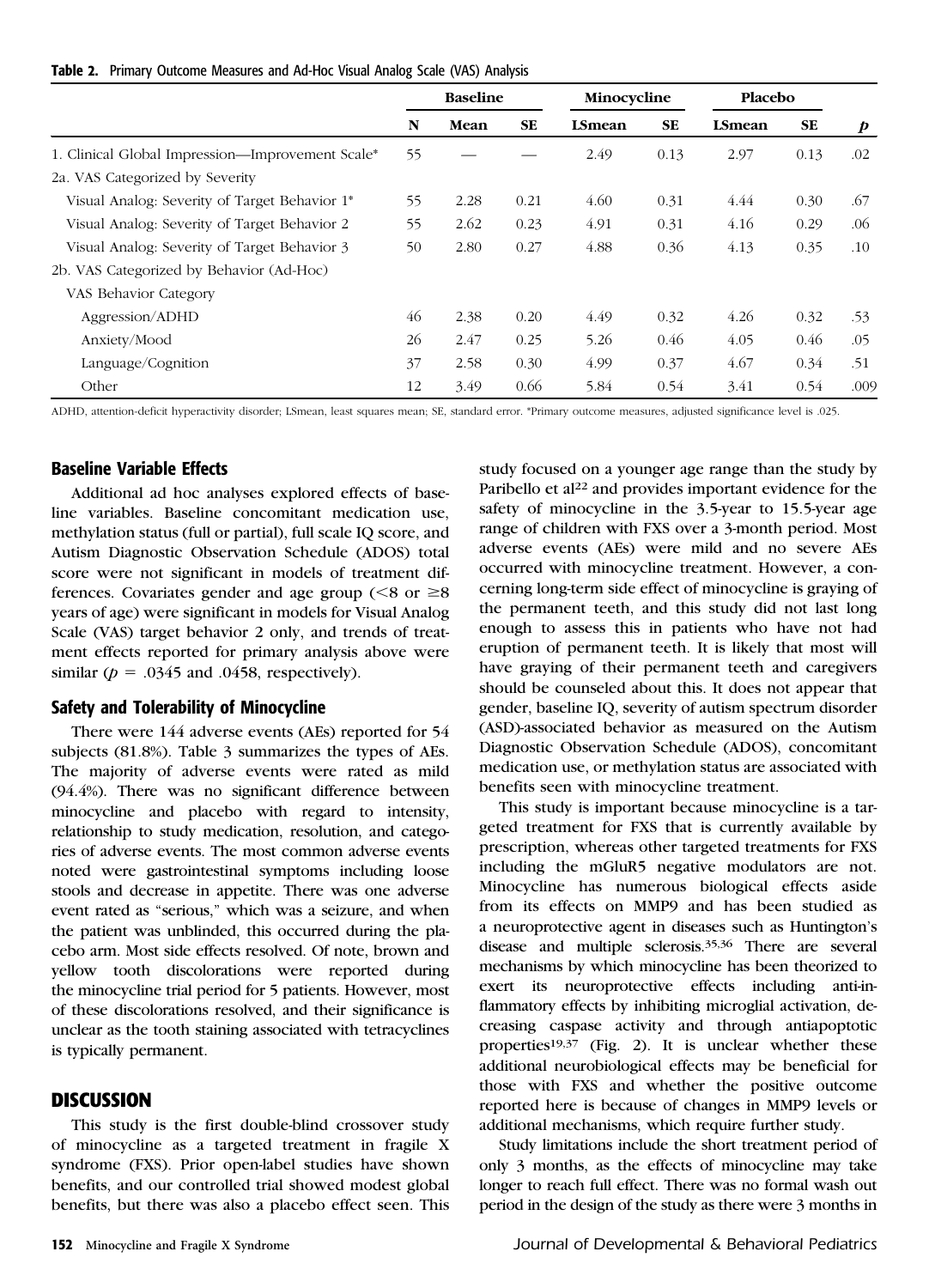**Table 2.** Primary Outcome Measures and Ad-Hoc Visual Analog Scale (VAS) Analysis

| | Baseline | | | Minocycline | | Placebo | | |
|---|---|---|---|---|---|---|---|---|
| | N | Mean | SE | LSmean | SE | LSmean | SE | *p* |
| 1. Clinical Global Impression—Improvement Scale* | 55 | — | — | 2.49 | 0.13 | 2.97 | 0.13 | .02 |
| 2a. VAS Categorized by Severity | | | | | | | | |
| Visual Analog: Severity of Target Behavior 1* | 55 | 2.28 | 0.21 | 4.60 | 0.31 | 4.44 | 0.30 | .67 |
| Visual Analog: Severity of Target Behavior 2 | 55 | 2.62 | 0.23 | 4.91 | 0.31 | 4.16 | 0.29 | .06 |
| Visual Analog: Severity of Target Behavior 3 | 50 | 2.80 | 0.27 | 4.88 | 0.36 | 4.13 | 0.35 | .10 |
| 2b. VAS Categorized by Behavior (Ad-Hoc) | | | | | | | | |
| VAS Behavior Category | | | | | | | | |
| Aggression/ADHD | 46 | 2.38 | 0.20 | 4.49 | 0.32 | 4.26 | 0.32 | .53 |
| Anxiety/Mood | 26 | 2.47 | 0.25 | 5.26 | 0.46 | 4.05 | 0.46 | .05 |
| Language/Cognition | 37 | 2.58 | 0.30 | 4.99 | 0.37 | 4.67 | 0.34 | .51 |
| Other | 12 | 3.49 | 0.66 | 5.84 | 0.54 | 3.41 | 0.54 | .009 |

ADHD, attention-deficit hyperactivity disorder; LSmean, least squares mean; SE, standard error. *Primary outcome measures, adjusted significance level is .025.

### Baseline Variable Effects

Additional ad hoc analyses explored effects of baseline variables. Baseline concomitant medication use, methylation status (full or partial), full scale IQ score, and Autism Diagnostic Observation Schedule (ADOS) total score were not significant in models of treatment differences. Covariates gender and age group ($<8$ or $\geq 8$ years of age) were significant in models for Visual Analog Scale (VAS) target behavior 2 only, and trends of treatment effects reported for primary analysis above were similar ($p = .0345$ and $.0458$, respectively).

### Safety and Tolerability of Minocycline

There were 144 adverse events (AEs) reported for 54 subjects (81.8%). Table 3 summarizes the types of AEs. The majority of adverse events were rated as mild (94.4%). There was no significant difference between minocycline and placebo with regard to intensity, relationship to study medication, resolution, and categories of adverse events. The most common adverse events noted were gastrointestinal symptoms including loose stools and decrease in appetite. There was one adverse event rated as "serious," which was a seizure, and when the patient was unblinded, this occurred during the placebo arm. Most side effects resolved. Of note, brown and yellow tooth discolorations were reported during the minocycline trial period for 5 patients. However, most of these discolorations resolved, and their significance is unclear as the tooth staining associated with tetracyclines is typically permanent.

## DISCUSSION

This study is the first double-blind crossover study of minocycline as a targeted treatment in fragile X syndrome (FXS). Prior open-label studies have shown benefits, and our controlled trial showed modest global benefits, but there was also a placebo effect seen. This study focused on a younger age range than the study by Paribello et al[22] and provides important evidence for the safety of minocycline in the 3.5-year to 15.5-year age range of children with FXS over a 3-month period. Most adverse events (AEs) were mild and no severe AEs occurred with minocycline treatment. However, a concerning long-term side effect of minocycline is graying of the permanent teeth, and this study did not last long enough to assess this in patients who have not had eruption of permanent teeth. It is likely that most will have graying of their permanent teeth and caregivers should be counseled about this. It does not appear that gender, baseline IQ, severity of autism spectrum disorder (ASD)-associated behavior as measured on the Autism Diagnostic Observation Schedule (ADOS), concomitant medication use, or methylation status are associated with benefits seen with minocycline treatment.

This study is important because minocycline is a targeted treatment for FXS that is currently available by prescription, whereas other targeted treatments for FXS including the mGluR5 negative modulators are not. Minocycline has numerous biological effects aside from its effects on MMP9 and has been studied as a neuroprotective agent in diseases such as Huntington's disease and multiple sclerosis.[35,36] There are several mechanisms by which minocycline has been theorized to exert its neuroprotective effects including anti-inflammatory effects by inhibiting microglial activation, decreasing caspase activity and through antiapoptotic properties[19,37] (Fig. 2). It is unclear whether these additional neurobiological effects may be beneficial for those with FXS and whether the positive outcome reported here is because of changes in MMP9 levels or additional mechanisms, which require further study.

Study limitations include the short treatment period of only 3 months, as the effects of minocycline may take longer to reach full effect. There was no formal wash out period in the design of the study as there were 3 months in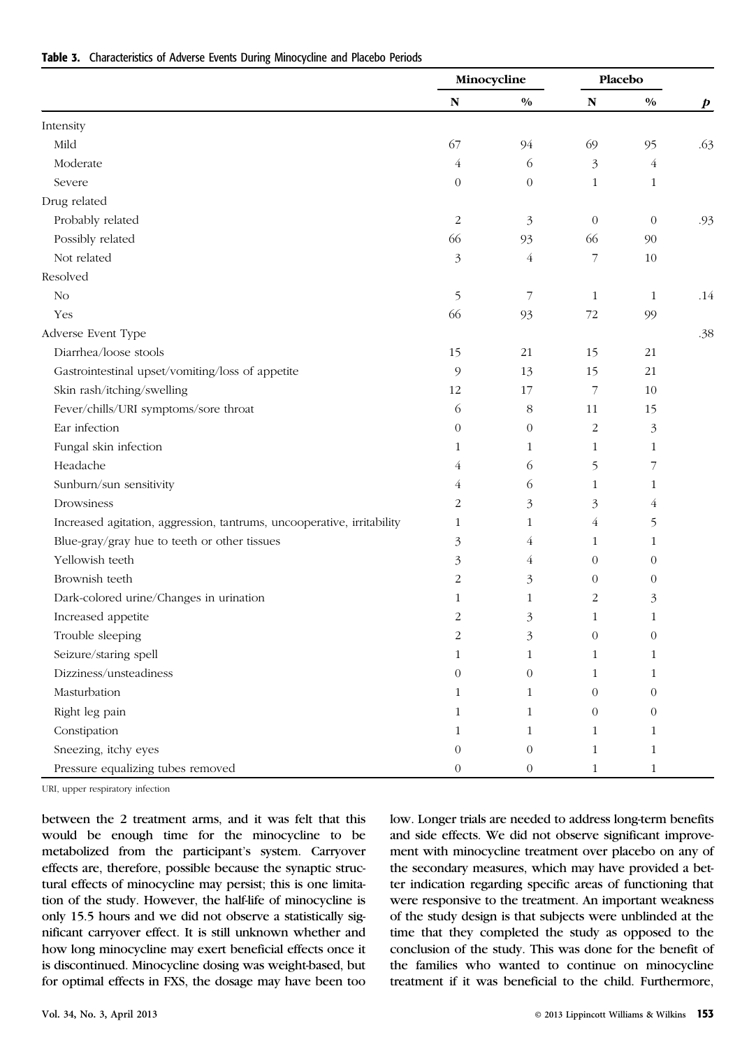**Table 3.** Characteristics of Adverse Events During Minocycline and Placebo Periods

| | Minocycline | | Placebo | | |
|---|---|---|---|---|---|
| | N | % | N | % | *p* |
| Intensity | | | | | |
| Mild | 67 | 94 | 69 | 95 | .63 |
| Moderate | 4 | 6 | 3 | 4 | |
| Severe | 0 | 0 | 1 | 1 | |
| Drug related | | | | | |
| Probably related | 2 | 3 | 0 | 0 | .93 |
| Possibly related | 66 | 93 | 66 | 90 | |
| Not related | 3 | 4 | 7 | 10 | |
| Resolved | | | | | |
| No | 5 | 7 | 1 | 1 | .14 |
| Yes | 66 | 93 | 72 | 99 | |
| Adverse Event Type | | | | | .38 |
| Diarrhea/loose stools | 15 | 21 | 15 | 21 | |
| Gastrointestinal upset/vomiting/loss of appetite | 9 | 13 | 15 | 21 | |
| Skin rash/itching/swelling | 12 | 17 | 7 | 10 | |
| Fever/chills/URI symptoms/sore throat | 6 | 8 | 11 | 15 | |
| Ear infection | 0 | 0 | 2 | 3 | |
| Fungal skin infection | 1 | 1 | 1 | 1 | |
| Headache | 4 | 6 | 5 | 7 | |
| Sunburn/sun sensitivity | 4 | 6 | 1 | 1 | |
| Drowsiness | 2 | 3 | 3 | 4 | |
| Increased agitation, aggression, tantrums, uncooperative, irritability | 1 | 1 | 4 | 5 | |
| Blue-gray/gray hue to teeth or other tissues | 3 | 4 | 1 | 1 | |
| Yellowish teeth | 3 | 4 | 0 | 0 | |
| Brownish teeth | 2 | 3 | 0 | 0 | |
| Dark-colored urine/Changes in urination | 1 | 1 | 2 | 3 | |
| Increased appetite | 2 | 3 | 1 | 1 | |
| Trouble sleeping | 2 | 3 | 0 | 0 | |
| Seizure/staring spell | 1 | 1 | 1 | 1 | |
| Dizziness/unsteadiness | 0 | 0 | 1 | 1 | |
| Masturbation | 1 | 1 | 0 | 0 | |
| Right leg pain | 1 | 1 | 0 | 0 | |
| Constipation | 1 | 1 | 1 | 1 | |
| Sneezing, itchy eyes | 0 | 0 | 1 | 1 | |
| Pressure equalizing tubes removed | 0 | 0 | 1 | 1 | |

URI, upper respiratory infection

between the 2 treatment arms, and it was felt that this would be enough time for the minocycline to be metabolized from the participant's system. Carryover effects are, therefore, possible because the synaptic structural effects of minocycline may persist; this is one limitation of the study. However, the half-life of minocycline is only 15.5 hours and we did not observe a statistically significant carryover effect. It is still unknown whether and how long minocycline may exert beneficial effects once it is discontinued. Minocycline dosing was weight-based, but for optimal effects in FXS, the dosage may have been too low. Longer trials are needed to address long-term benefits and side effects. We did not observe significant improvement with minocycline treatment over placebo on any of the secondary measures, which may have provided a better indication regarding specific areas of functioning that were responsive to the treatment. An important weakness of the study design is that subjects were unblinded at the time that they completed the study as opposed to the conclusion of the study. This was done for the benefit of the families who wanted to continue on minocycline treatment if it was beneficial to the child. Furthermore,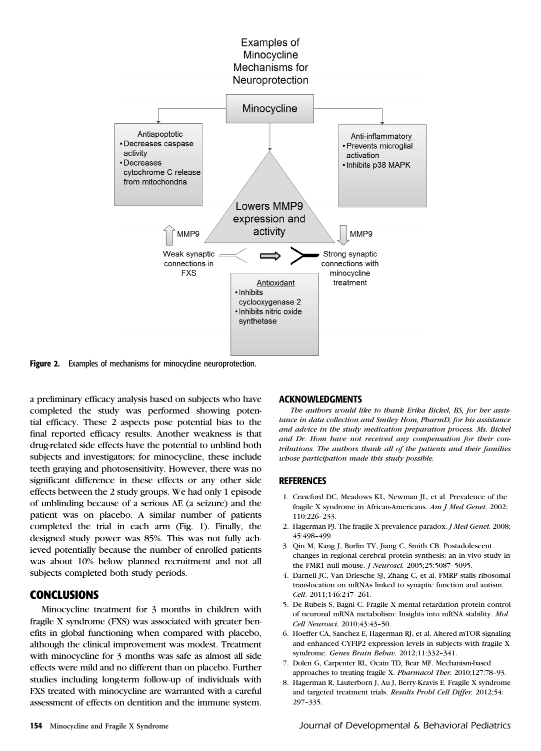Figure 2. Examples of mechanisms for minocycline neuroprotection.

a preliminary efficacy analysis based on subjects who have completed the study was performed showing potential efficacy. These 2 aspects pose potential bias to the final reported efficacy results. Another weakness is that drug-related side effects have the potential to unblind both subjects and investigators; for minocycline, these include teeth graying and photosensitivity. However, there was no significant difference in these effects or any other side effects between the 2 study groups. We had only 1 episode of unblinding because of a serious AE (a seizure) and the patient was on placebo. A similar number of patients completed the trial in each arm (Fig. 1). Finally, the designed study power was 85%. This was not fully achieved potentially because the number of enrolled patients was about 10% below planned recruitment and not all subjects completed both study periods.

## CONCLUSIONS

Minocycline treatment for 3 months in children with fragile X syndrome (FXS) was associated with greater benefits in global functioning when compared with placebo, although the clinical improvement was modest. Treatment with minocycline for 3 months was safe as almost all side effects were mild and no different than on placebo. Further studies including long-term follow-up of individuals with FXS treated with minocycline are warranted with a careful assessment of effects on dentition and the immune system.

## ACKNOWLEDGMENTS

*The authors would like to thank Erika Bickel, BS, for her assistance in data collection and Smiley Hom, PharmD, for his assistance and advice in the study medication preparation process. Ms. Bickel and Dr. Hom have not received any compensation for their contributions. The authors thank all of the patients and their families whose participation made this study possible.*

## REFERENCES

1. Crawford DC, Meadows KL, Newman JL, et al. Prevalence of the fragile X syndrome in African-Americans. *Am J Med Genet.* 2002; 110:226–233.
2. Hagerman PJ. The fragile X prevalence paradox. *J Med Genet.* 2008; 45:498–499.
3. Qin M, Kang J, Burlin TV, Jiang C, Smith CB. Postadolescent changes in regional cerebral protein synthesis: an in vivo study in the FMR1 null mouse. *J Neurosci.* 2005;25:5087–5095.
4. Darnell JC, Van Driesche SJ, Zhang C, et al. FMRP stalls ribosomal translocation on mRNAs linked to synaptic function and autism. *Cell.* 2011;146:247–261.
5. De Rubeis S, Bagni C. Fragile X mental retardation protein control of neuronal mRNA metabolism: Insights into mRNA stability. *Mol Cell Neurosci.* 2010;43:43–50.
6. Hoeffer CA, Sanchez E, Hagerman RJ, et al. Altered mTOR signaling and enhanced CYFIP2 expression levels in subjects with fragile X syndrome. *Genes Brain Behav.* 2012;11:332–341.
7. Dolen G, Carpenter RL, Ocain TD, Bear MF. Mechanism-based approaches to treating fragile X. *Pharmacol Ther.* 2010;127:78–93.
8. Hagerman R, Lauterborn J, Au J, Berry-Kravis E. Fragile X syndrome and targeted treatment trials. *Results Probl Cell Differ.* 2012;54: 297–335.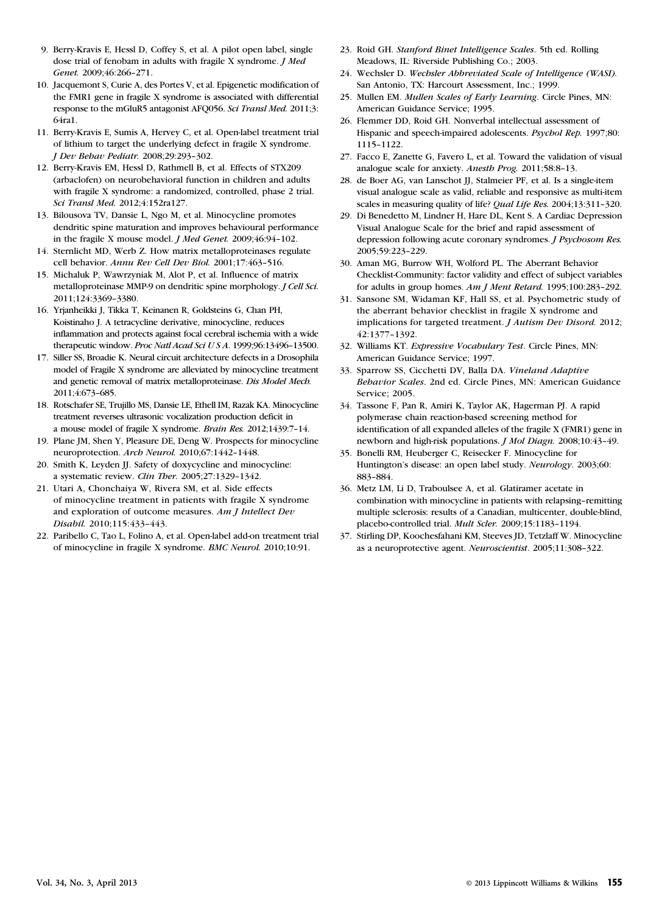9. Berry-Kravis E, Hessl D, Coffey S, et al. A pilot open label, single dose trial of fenobam in adults with fragile X syndrome. *J Med Genet.* 2009;46:266–271.
10. Jacquemont S, Curie A, des Portes V, et al. Epigenetic modification of the FMR1 gene in fragile X syndrome is associated with differential response to the mGluR5 antagonist AFQ056. *Sci Transl Med.* 2011;3: 64ra1.
11. Berry-Kravis E, Sumis A, Hervey C, et al. Open-label treatment trial of lithium to target the underlying defect in fragile X syndrome. *J Dev Behav Pediatr.* 2008;29:293–302.
12. Berry-Kravis EM, Hessl D, Rathmell B, et al. Effects of STX209 (arbaclofen) on neurobehavioral function in children and adults with fragile X syndrome: a randomized, controlled, phase 2 trial. *Sci Transl Med.* 2012;4:152ra127.
13. Bilousova TV, Dansie L, Ngo M, et al. Minocycline promotes dendritic spine maturation and improves behavioural performance in the fragile X mouse model. *J Med Genet.* 2009;46:94–102.
14. Sternlicht MD, Werb Z. How matrix metalloproteinases regulate cell behavior. *Annu Rev Cell Dev Biol.* 2001;17:463–516.
15. Michaluk P, Wawrzyniak M, Alot P, et al. Influence of matrix metalloproteinase MMP-9 on dendritic spine morphology. *J Cell Sci.* 2011;124:3369–3380.
16. Yrjanheikki J, Tikka T, Keinanen R, Goldsteins G, Chan PH, Koistinaho J. A tetracycline derivative, minocycline, reduces inflammation and protects against focal cerebral ischemia with a wide therapeutic window. *Proc Natl Acad Sci U S A.* 1999;96:13496–13500.
17. Siller SS, Broadie K. Neural circuit architecture defects in a Drosophila model of Fragile X syndrome are alleviated by minocycline treatment and genetic removal of matrix metalloproteinase. *Dis Model Mech.* 2011;4:673–685.
18. Rotschafer SE, Trujillo MS, Dansie LE, Ethell IM, Razak KA. Minocycline treatment reverses ultrasonic vocalization production deficit in a mouse model of fragile X syndrome. *Brain Res.* 2012;1439:7–14.
19. Plane JM, Shen Y, Pleasure DE, Deng W. Prospects for minocycline neuroprotection. *Arch Neurol.* 2010;67:1442–1448.
20. Smith K, Leyden JJ. Safety of doxycycline and minocycline: a systematic review. *Clin Ther.* 2005;27:1329–1342.
21. Utari A, Chonchaiya W, Rivera SM, et al. Side effects of minocycline treatment in patients with fragile X syndrome and exploration of outcome measures. *Am J Intellect Dev Disabil.* 2010;115:433–443.
22. Paribello C, Tao L, Folino A, et al. Open-label add-on treatment trial of minocycline in fragile X syndrome. *BMC Neurol.* 2010;10:91.
23. Roid GH. *Stanford Binet Intelligence Scales*. 5th ed. Rolling Meadows, IL: Riverside Publishing Co.; 2003.
24. Wechsler D. *Wechsler Abbreviated Scale of Intelligence (WASI).* San Antonio, TX: Harcourt Assessment, Inc.; 1999.
25. Mullen EM. *Mullen Scales of Early Learning*. Circle Pines, MN: American Guidance Service; 1995.
26. Flemmer DD, Roid GH. Nonverbal intellectual assessment of Hispanic and speech-impaired adolescents. *Psychol Rep.* 1997;80: 1115–1122.
27. Facco E, Zanette G, Favero L, et al. Toward the validation of visual analogue scale for anxiety. *Anesth Prog.* 2011;58:8–13.
28. de Boer AG, van Lanschot JJ, Stalmeier PF, et al. Is a single-item visual analogue scale as valid, reliable and responsive as multi-item scales in measuring quality of life? *Qual Life Res.* 2004;13:311–320.
29. Di Benedetto M, Lindner H, Hare DL, Kent S. A Cardiac Depression Visual Analogue Scale for the brief and rapid assessment of depression following acute coronary syndromes. *J Psychosom Res.* 2005;59:223–229.
30. Aman MG, Burrow WH, Wolford PL. The Aberrant Behavior Checklist-Community: factor validity and effect of subject variables for adults in group homes. *Am J Ment Retard.* 1995;100:283–292.
31. Sansone SM, Widaman KF, Hall SS, et al. Psychometric study of the aberrant behavior checklist in fragile X syndrome and implications for targeted treatment. *J Autism Dev Disord.* 2012; 42:1377–1392.
32. Williams KT. *Expressive Vocabulary Test*. Circle Pines, MN: American Guidance Service; 1997.
33. Sparrow SS, Cicchetti DV, Balla DA. *Vineland Adaptive Behavior Scales*. 2nd ed. Circle Pines, MN: American Guidance Service; 2005.
34. Tassone F, Pan R, Amiri K, Taylor AK, Hagerman PJ. A rapid polymerase chain reaction-based screening method for identification of all expanded alleles of the fragile X (FMR1) gene in newborn and high-risk populations. *J Mol Diagn.* 2008;10:43–49.
35. Bonelli RM, Heuberger C, Reisecker F. Minocycline for Huntington's disease: an open label study. *Neurology.* 2003;60: 883–884.
36. Metz LM, Li D, Traboulsee A, et al. Glatiramer acetate in combination with minocycline in patients with relapsing–remitting multiple sclerosis: results of a Canadian, multicenter, double-blind, placebo-controlled trial. *Mult Scler.* 2009;15:1183–1194.
37. Stirling DP, Koochesfahani KM, Steeves JD, Tetzlaff W. Minocycline as a neuroprotective agent. *Neuroscientist*. 2005;11:308–322.